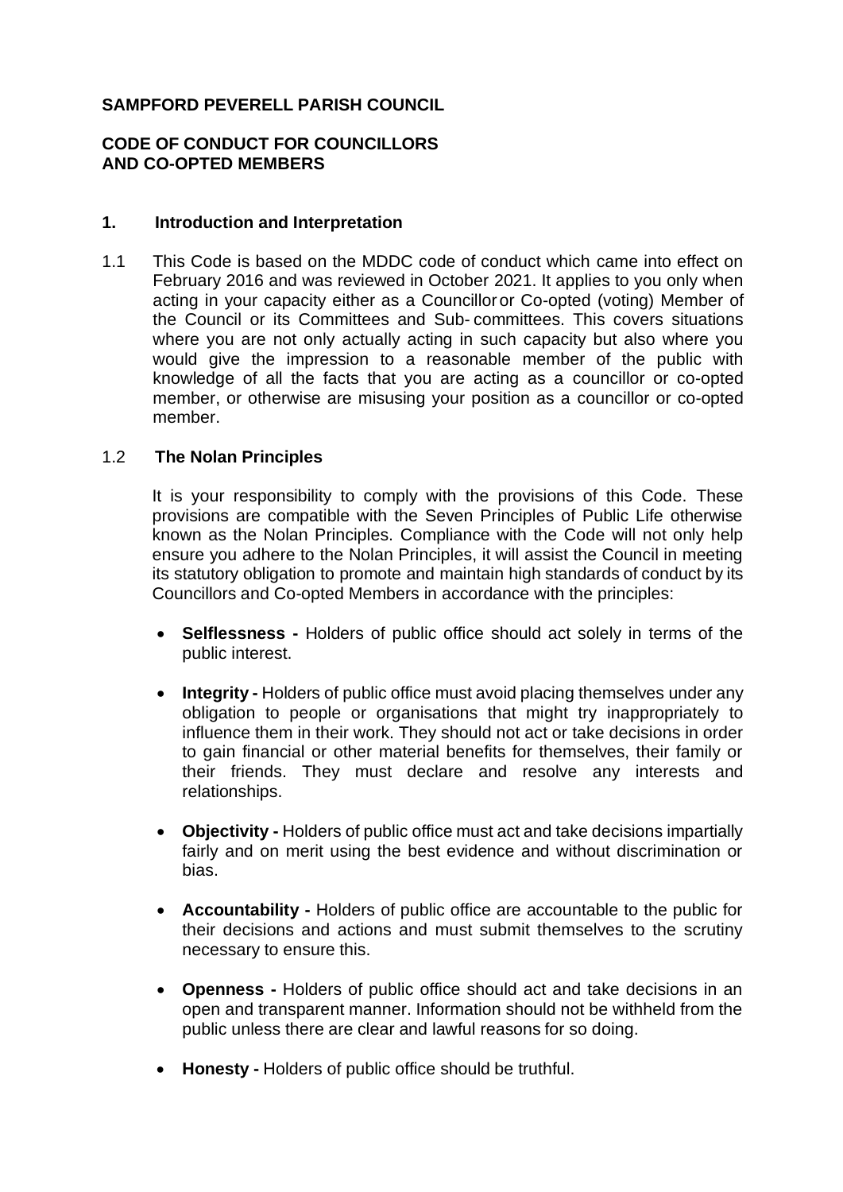**SAMPFORD PEVERELL PARISH COUNCIL**

**CODE OF CONDUCT FOR COUNCILLORS AND CO-OPTED MEMBERS**

## 1. Introduction and Interpretation

1.1 This Code is based on the MDDC code of conduct which came into effect on February 2016 and was reviewed in October 2021. It applies to you only when acting in your capacity either as a Councillor or Co-opted (voting) Member of the Council or its Committees and Sub- committees. This covers situations where you are not only actually acting in such capacity but also where you would give the impression to a reasonable member of the public with knowledge of all the facts that you are acting as a councillor or co-opted member, or otherwise are misusing your position as a councillor or co-opted member.

### 1.2 The Nolan Principles

It is your responsibility to comply with the provisions of this Code. These provisions are compatible with the Seven Principles of Public Life otherwise known as the Nolan Principles. Compliance with the Code will not only help ensure you adhere to the Nolan Principles, it will assist the Council in meeting its statutory obligation to promote and maintain high standards of conduct by its Councillors and Co-opted Members in accordance with the principles:

- **Selflessness -** Holders of public office should act solely in terms of the public interest.
- **Integrity -** Holders of public office must avoid placing themselves under any obligation to people or organisations that might try inappropriately to influence them in their work. They should not act or take decisions in order to gain financial or other material benefits for themselves, their family or their friends. They must declare and resolve any interests and relationships.
- **Objectivity -** Holders of public office must act and take decisions impartially fairly and on merit using the best evidence and without discrimination or bias.
- **Accountability -** Holders of public office are accountable to the public for their decisions and actions and must submit themselves to the scrutiny necessary to ensure this.
- **Openness -** Holders of public office should act and take decisions in an open and transparent manner. Information should not be withheld from the public unless there are clear and lawful reasons for so doing.
- **Honesty -** Holders of public office should be truthful.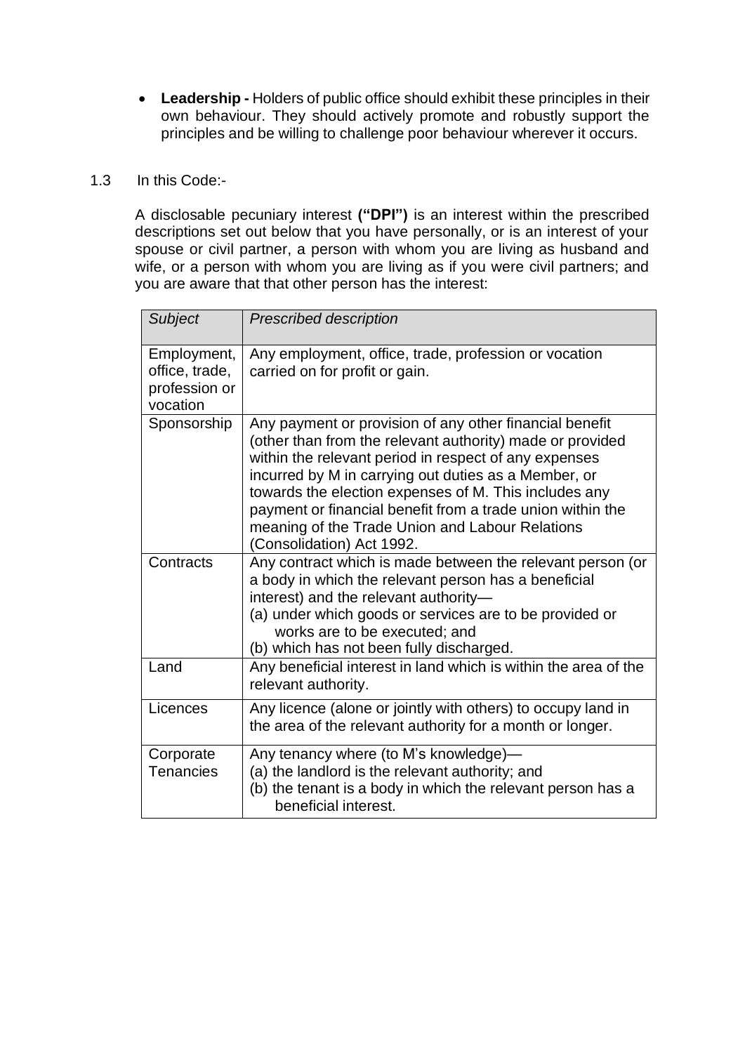- **Leadership -** Holders of public office should exhibit these principles in their own behaviour. They should actively promote and robustly support the principles and be willing to challenge poor behaviour wherever it occurs.

1.3 In this Code:-

A disclosable pecuniary interest **("DPI")** is an interest within the prescribed descriptions set out below that you have personally, or is an interest of your spouse or civil partner, a person with whom you are living as husband and wife, or a person with whom you are living as if you were civil partners; and you are aware that that other person has the interest:

| *Subject* | *Prescribed description* |
| --- | --- |
| Employment, office, trade, profession or vocation | Any employment, office, trade, profession or vocation carried on for profit or gain. |
| Sponsorship | Any payment or provision of any other financial benefit (other than from the relevant authority) made or provided within the relevant period in respect of any expenses incurred by M in carrying out duties as a Member, or towards the election expenses of M. This includes any payment or financial benefit from a trade union within the meaning of the Trade Union and Labour Relations (Consolidation) Act 1992. |
| Contracts | Any contract which is made between the relevant person (or a body in which the relevant person has a beneficial interest) and the relevant authority— (a) under which goods or services are to be provided or works are to be executed; and (b) which has not been fully discharged. |
| Land | Any beneficial interest in land which is within the area of the relevant authority. |
| Licences | Any licence (alone or jointly with others) to occupy land in the area of the relevant authority for a month or longer. |
| Corporate Tenancies | Any tenancy where (to M's knowledge)— (a) the landlord is the relevant authority; and (b) the tenant is a body in which the relevant person has a beneficial interest. |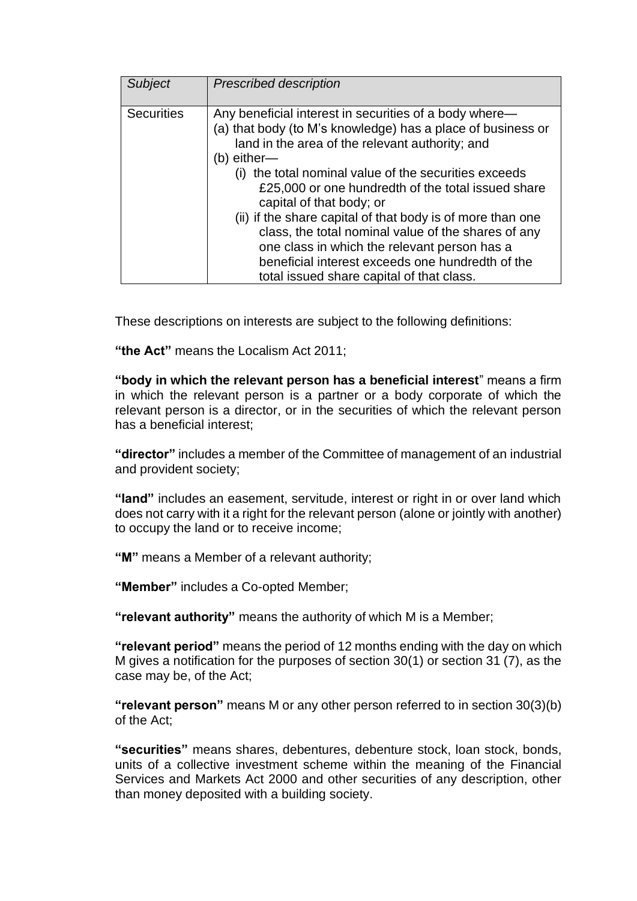| *Subject* | *Prescribed description* |
| --- | --- |
| Securities | Any beneficial interest in securities of a body where—<br>(a) that body (to M's knowledge) has a place of business or land in the area of the relevant authority; and<br>(b) either—<br>(i) the total nominal value of the securities exceeds £25,000 or one hundredth of the total issued share capital of that body; or<br>(ii) if the share capital of that body is of more than one class, the total nominal value of the shares of any one class in which the relevant person has a beneficial interest exceeds one hundredth of the total issued share capital of that class. |

These descriptions on interests are subject to the following definitions:

**"the Act"** means the Localism Act 2011;

**"body in which the relevant person has a beneficial interest"** means a firm in which the relevant person is a partner or a body corporate of which the relevant person is a director, or in the securities of which the relevant person has a beneficial interest;

**"director"** includes a member of the Committee of management of an industrial and provident society;

**"land"** includes an easement, servitude, interest or right in or over land which does not carry with it a right for the relevant person (alone or jointly with another) to occupy the land or to receive income;

**"M"** means a Member of a relevant authority;

**"Member"** includes a Co-opted Member;

**"relevant authority"** means the authority of which M is a Member;

**"relevant period"** means the period of 12 months ending with the day on which M gives a notification for the purposes of section 30(1) or section 31 (7), as the case may be, of the Act;

**"relevant person"** means M or any other person referred to in section 30(3)(b) of the Act;

**"securities"** means shares, debentures, debenture stock, loan stock, bonds, units of a collective investment scheme within the meaning of the Financial Services and Markets Act 2000 and other securities of any description, other than money deposited with a building society.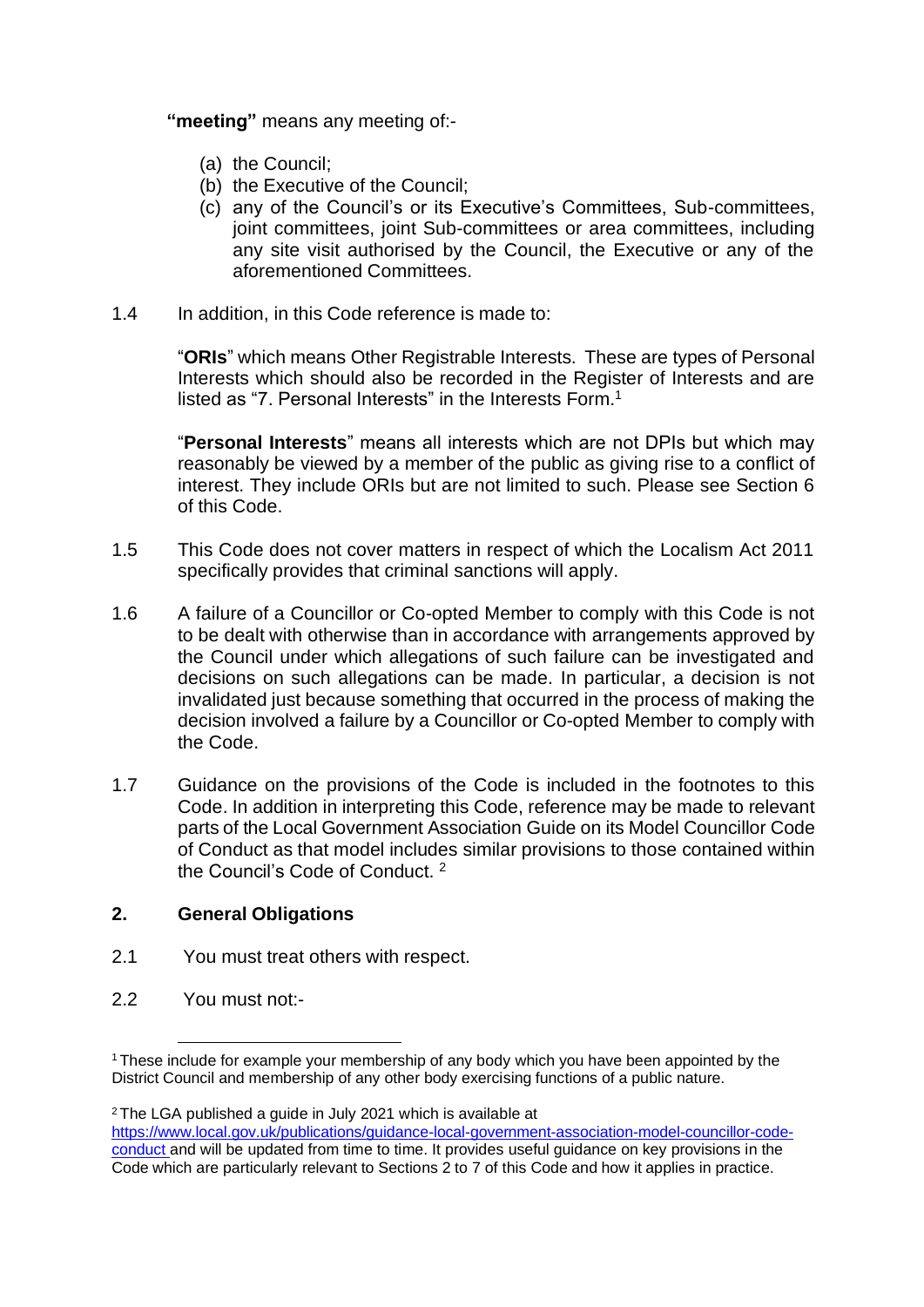**"meeting"** means any meeting of:-

(a) the Council;
(b) the Executive of the Council;
(c) any of the Council's or its Executive's Committees, Sub-committees, joint committees, joint Sub-committees or area committees, including any site visit authorised by the Council, the Executive or any of the aforementioned Committees.

1.4 In addition, in this Code reference is made to:

"**ORIs**" which means Other Registrable Interests. These are types of Personal Interests which should also be recorded in the Register of Interests and are listed as "7. Personal Interests" in the Interests Form.[1]

"**Personal Interests**" means all interests which are not DPIs but which may reasonably be viewed by a member of the public as giving rise to a conflict of interest. They include ORIs but are not limited to such. Please see Section 6 of this Code.

1.5 This Code does not cover matters in respect of which the Localism Act 2011 specifically provides that criminal sanctions will apply.

1.6 A failure of a Councillor or Co-opted Member to comply with this Code is not to be dealt with otherwise than in accordance with arrangements approved by the Council under which allegations of such failure can be investigated and decisions on such allegations can be made. In particular, a decision is not invalidated just because something that occurred in the process of making the decision involved a failure by a Councillor or Co-opted Member to comply with the Code.

1.7 Guidance on the provisions of the Code is included in the footnotes to this Code. In addition in interpreting this Code, reference may be made to relevant parts of the Local Government Association Guide on its Model Councillor Code of Conduct as that model includes similar provisions to those contained within the Council's Code of Conduct. [2]

## 2. General Obligations

2.1 You must treat others with respect.

2.2 You must not:-

---

[1] These include for example your membership of any body which you have been appointed by the District Council and membership of any other body exercising functions of a public nature.

[2] The LGA published a guide in July 2021 which is available at https://www.local.gov.uk/publications/guidance-local-government-association-model-councillor-code-conduct and will be updated from time to time. It provides useful guidance on key provisions in the Code which are particularly relevant to Sections 2 to 7 of this Code and how it applies in practice.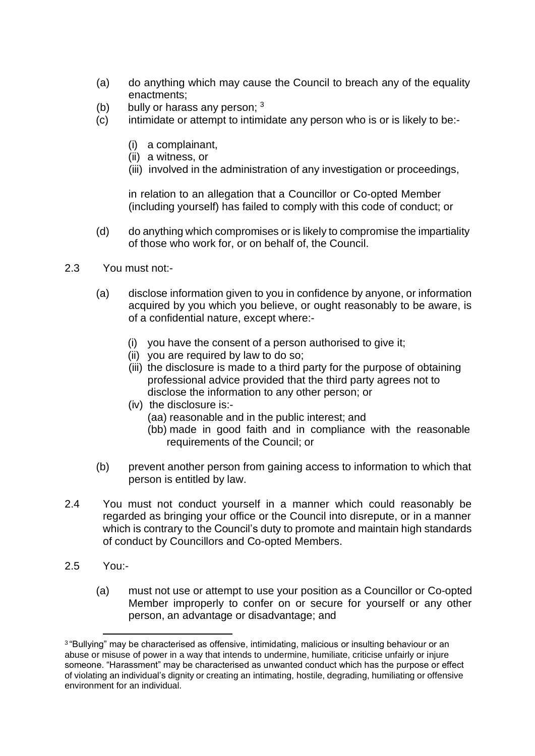(a) do anything which may cause the Council to breach any of the equality enactments;

(b) bully or harass any person; [3]

(c) intimidate or attempt to intimidate any person who is or is likely to be:-

   (i) a complainant,

   (ii) a witness, or

   (iii) involved in the administration of any investigation or proceedings,

   in relation to an allegation that a Councillor or Co-opted Member (including yourself) has failed to comply with this code of conduct; or

(d) do anything which compromises or is likely to compromise the impartiality of those who work for, or on behalf of, the Council.

2.3 You must not:-

(a) disclose information given to you in confidence by anyone, or information acquired by you which you believe, or ought reasonably to be aware, is of a confidential nature, except where:-

   (i) you have the consent of a person authorised to give it;

   (ii) you are required by law to do so;

   (iii) the disclosure is made to a third party for the purpose of obtaining professional advice provided that the third party agrees not to disclose the information to any other person; or

   (iv) the disclosure is:-

      (aa) reasonable and in the public interest; and

      (bb) made in good faith and in compliance with the reasonable requirements of the Council; or

(b) prevent another person from gaining access to information to which that person is entitled by law.

2.4 You must not conduct yourself in a manner which could reasonably be regarded as bringing your office or the Council into disrepute, or in a manner which is contrary to the Council's duty to promote and maintain high standards of conduct by Councillors and Co-opted Members.

2.5 You:-

(a) must not use or attempt to use your position as a Councillor or Co-opted Member improperly to confer on or secure for yourself or any other person, an advantage or disadvantage; and

---

[3] "Bullying" may be characterised as offensive, intimidating, malicious or insulting behaviour or an abuse or misuse of power in a way that intends to undermine, humiliate, criticise unfairly or injure someone. "Harassment" may be characterised as unwanted conduct which has the purpose or effect of violating an individual's dignity or creating an intimating, hostile, degrading, humiliating or offensive environment for an individual.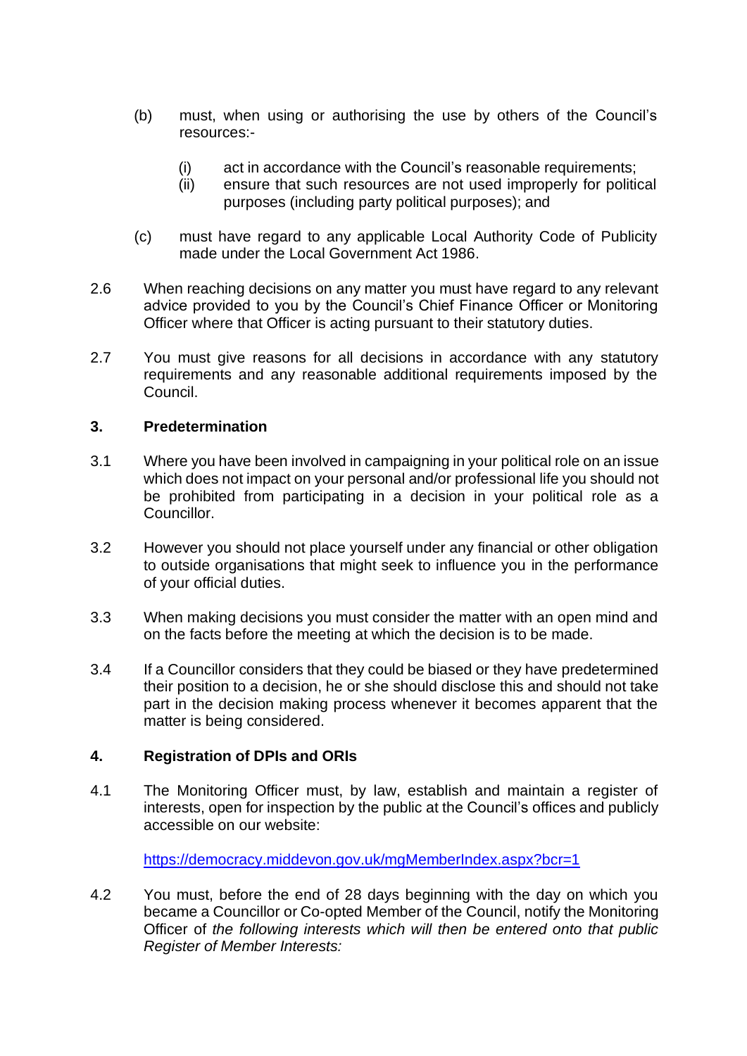(b) must, when using or authorising the use by others of the Council's resources:-

  (i) act in accordance with the Council's reasonable requirements;
  (ii) ensure that such resources are not used improperly for political purposes (including party political purposes); and

(c) must have regard to any applicable Local Authority Code of Publicity made under the Local Government Act 1986.

2.6 When reaching decisions on any matter you must have regard to any relevant advice provided to you by the Council's Chief Finance Officer or Monitoring Officer where that Officer is acting pursuant to their statutory duties.

2.7 You must give reasons for all decisions in accordance with any statutory requirements and any reasonable additional requirements imposed by the Council.

## 3. Predetermination

3.1 Where you have been involved in campaigning in your political role on an issue which does not impact on your personal and/or professional life you should not be prohibited from participating in a decision in your political role as a Councillor.

3.2 However you should not place yourself under any financial or other obligation to outside organisations that might seek to influence you in the performance of your official duties.

3.3 When making decisions you must consider the matter with an open mind and on the facts before the meeting at which the decision is to be made.

3.4 If a Councillor considers that they could be biased or they have predetermined their position to a decision, he or she should disclose this and should not take part in the decision making process whenever it becomes apparent that the matter is being considered.

## 4. Registration of DPIs and ORIs

4.1 The Monitoring Officer must, by law, establish and maintain a register of interests, open for inspection by the public at the Council's offices and publicly accessible on our website:

[https://democracy.middevon.gov.uk/mgMemberIndex.aspx?bcr=1](https://democracy.middevon.gov.uk/mgMemberIndex.aspx?bcr=1)

4.2 You must, before the end of 28 days beginning with the day on which you became a Councillor or Co-opted Member of the Council, notify the Monitoring Officer of *the following interests which will then be entered onto that public Register of Member Interests:*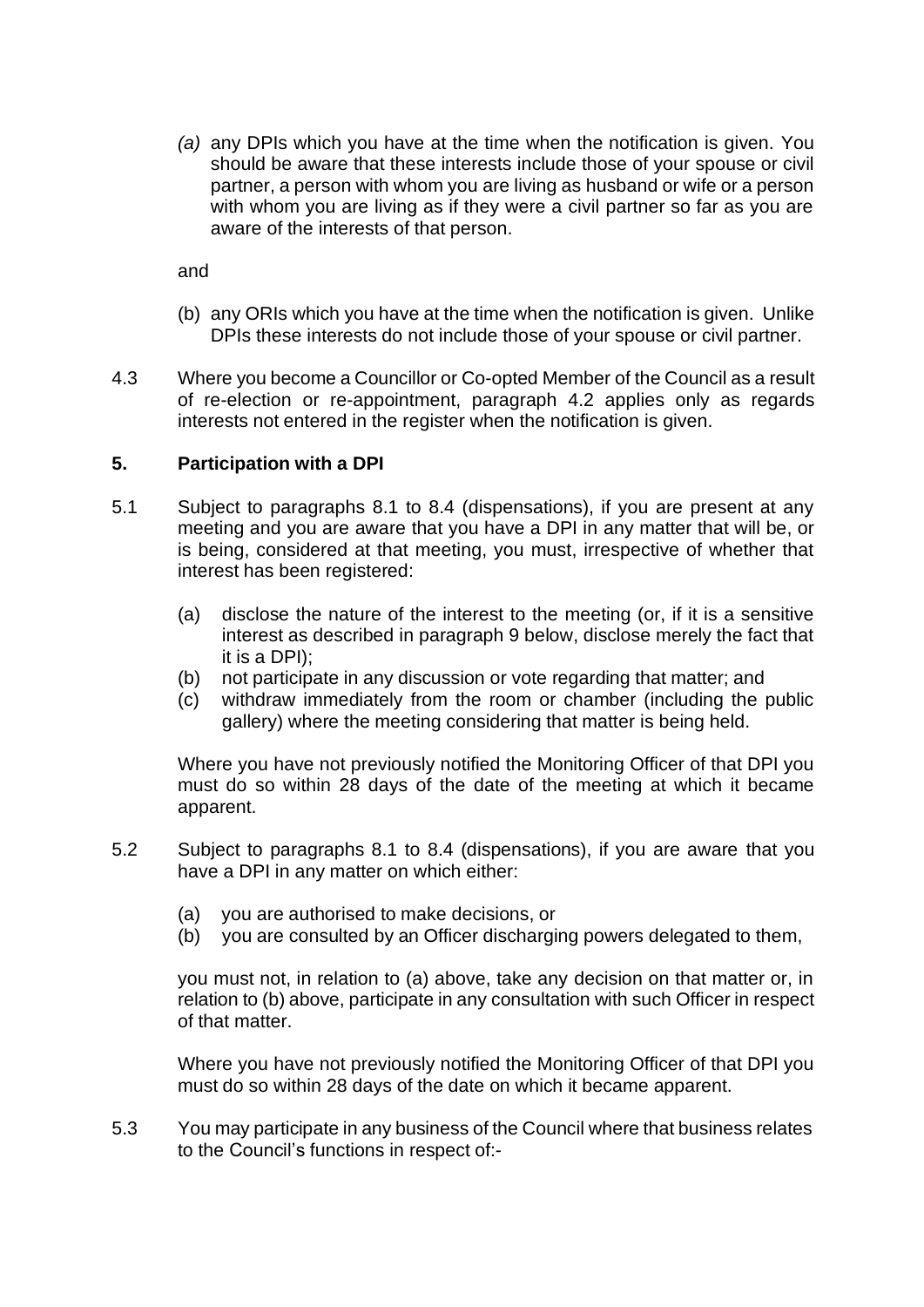*(a)* any DPIs which you have at the time when the notification is given. You should be aware that these interests include those of your spouse or civil partner, a person with whom you are living as husband or wife or a person with whom you are living as if they were a civil partner so far as you are aware of the interests of that person.

and

(b) any ORIs which you have at the time when the notification is given. Unlike DPIs these interests do not include those of your spouse or civil partner.

4.3 Where you become a Councillor or Co-opted Member of the Council as a result of re-election or re-appointment, paragraph 4.2 applies only as regards interests not entered in the register when the notification is given.

## 5. Participation with a DPI

5.1 Subject to paragraphs 8.1 to 8.4 (dispensations), if you are present at any meeting and you are aware that you have a DPI in any matter that will be, or is being, considered at that meeting, you must, irrespective of whether that interest has been registered:

(a) disclose the nature of the interest to the meeting (or, if it is a sensitive interest as described in paragraph 9 below, disclose merely the fact that it is a DPI);
(b) not participate in any discussion or vote regarding that matter; and
(c) withdraw immediately from the room or chamber (including the public gallery) where the meeting considering that matter is being held.

Where you have not previously notified the Monitoring Officer of that DPI you must do so within 28 days of the date of the meeting at which it became apparent.

5.2 Subject to paragraphs 8.1 to 8.4 (dispensations), if you are aware that you have a DPI in any matter on which either:

(a) you are authorised to make decisions, or
(b) you are consulted by an Officer discharging powers delegated to them,

you must not, in relation to (a) above, take any decision on that matter or, in relation to (b) above, participate in any consultation with such Officer in respect of that matter.

Where you have not previously notified the Monitoring Officer of that DPI you must do so within 28 days of the date on which it became apparent.

5.3 You may participate in any business of the Council where that business relates to the Council's functions in respect of:-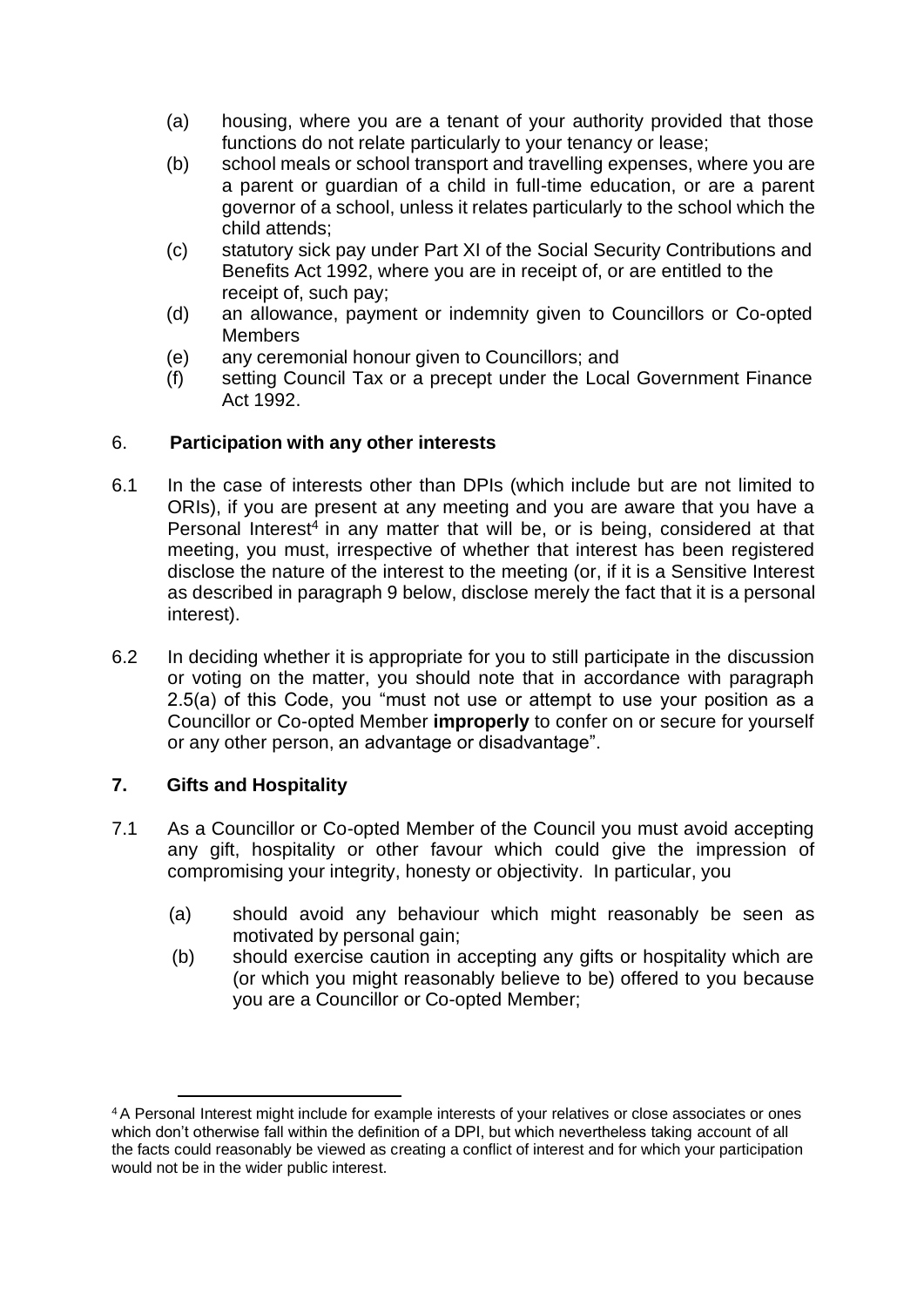(a) housing, where you are a tenant of your authority provided that those functions do not relate particularly to your tenancy or lease;
(b) school meals or school transport and travelling expenses, where you are a parent or guardian of a child in full-time education, or are a parent governor of a school, unless it relates particularly to the school which the child attends;
(c) statutory sick pay under Part XI of the Social Security Contributions and Benefits Act 1992, where you are in receipt of, or are entitled to the receipt of, such pay;
(d) an allowance, payment or indemnity given to Councillors or Co-opted Members
(e) any ceremonial honour given to Councillors; and
(f) setting Council Tax or a precept under the Local Government Finance Act 1992.

## 6. Participation with any other interests

6.1 In the case of interests other than DPIs (which include but are not limited to ORIs), if you are present at any meeting and you are aware that you have a Personal Interest[4] in any matter that will be, or is being, considered at that meeting, you must, irrespective of whether that interest has been registered disclose the nature of the interest to the meeting (or, if it is a Sensitive Interest as described in paragraph 9 below, disclose merely the fact that it is a personal interest).

6.2 In deciding whether it is appropriate for you to still participate in the discussion or voting on the matter, you should note that in accordance with paragraph 2.5(a) of this Code, you "must not use or attempt to use your position as a Councillor or Co-opted Member **improperly** to confer on or secure for yourself or any other person, an advantage or disadvantage".

## 7. Gifts and Hospitality

7.1 As a Councillor or Co-opted Member of the Council you must avoid accepting any gift, hospitality or other favour which could give the impression of compromising your integrity, honesty or objectivity. In particular, you

(a) should avoid any behaviour which might reasonably be seen as motivated by personal gain;
(b) should exercise caution in accepting any gifts or hospitality which are (or which you might reasonably believe to be) offered to you because you are a Councillor or Co-opted Member;

---

[4] A Personal Interest might include for example interests of your relatives or close associates or ones which don't otherwise fall within the definition of a DPI, but which nevertheless taking account of all the facts could reasonably be viewed as creating a conflict of interest and for which your participation would not be in the wider public interest.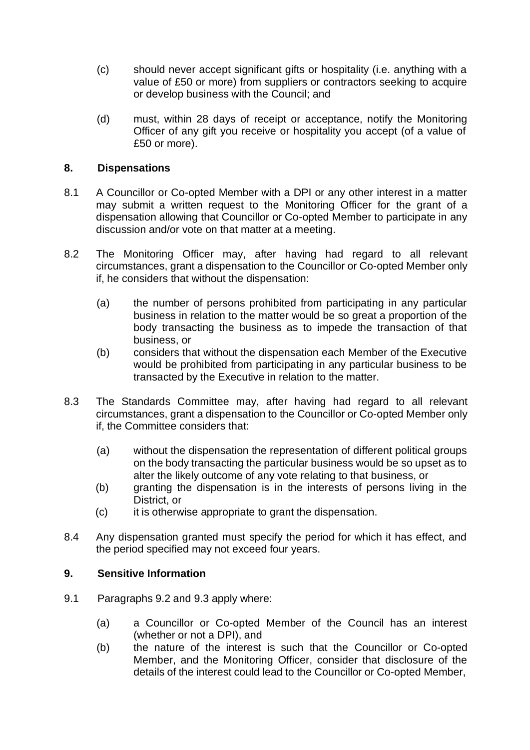(c) should never accept significant gifts or hospitality (i.e. anything with a value of £50 or more) from suppliers or contractors seeking to acquire or develop business with the Council; and

(d) must, within 28 days of receipt or acceptance, notify the Monitoring Officer of any gift you receive or hospitality you accept (of a value of £50 or more).

## 8. Dispensations

8.1 A Councillor or Co-opted Member with a DPI or any other interest in a matter may submit a written request to the Monitoring Officer for the grant of a dispensation allowing that Councillor or Co-opted Member to participate in any discussion and/or vote on that matter at a meeting.

8.2 The Monitoring Officer may, after having had regard to all relevant circumstances, grant a dispensation to the Councillor or Co-opted Member only if, he considers that without the dispensation:

(a) the number of persons prohibited from participating in any particular business in relation to the matter would be so great a proportion of the body transacting the business as to impede the transaction of that business, or

(b) considers that without the dispensation each Member of the Executive would be prohibited from participating in any particular business to be transacted by the Executive in relation to the matter.

8.3 The Standards Committee may, after having had regard to all relevant circumstances, grant a dispensation to the Councillor or Co-opted Member only if, the Committee considers that:

(a) without the dispensation the representation of different political groups on the body transacting the particular business would be so upset as to alter the likely outcome of any vote relating to that business, or

(b) granting the dispensation is in the interests of persons living in the District, or

(c) it is otherwise appropriate to grant the dispensation.

8.4 Any dispensation granted must specify the period for which it has effect, and the period specified may not exceed four years.

## 9. Sensitive Information

9.1 Paragraphs 9.2 and 9.3 apply where:

(a) a Councillor or Co-opted Member of the Council has an interest (whether or not a DPI), and

(b) the nature of the interest is such that the Councillor or Co-opted Member, and the Monitoring Officer, consider that disclosure of the details of the interest could lead to the Councillor or Co-opted Member,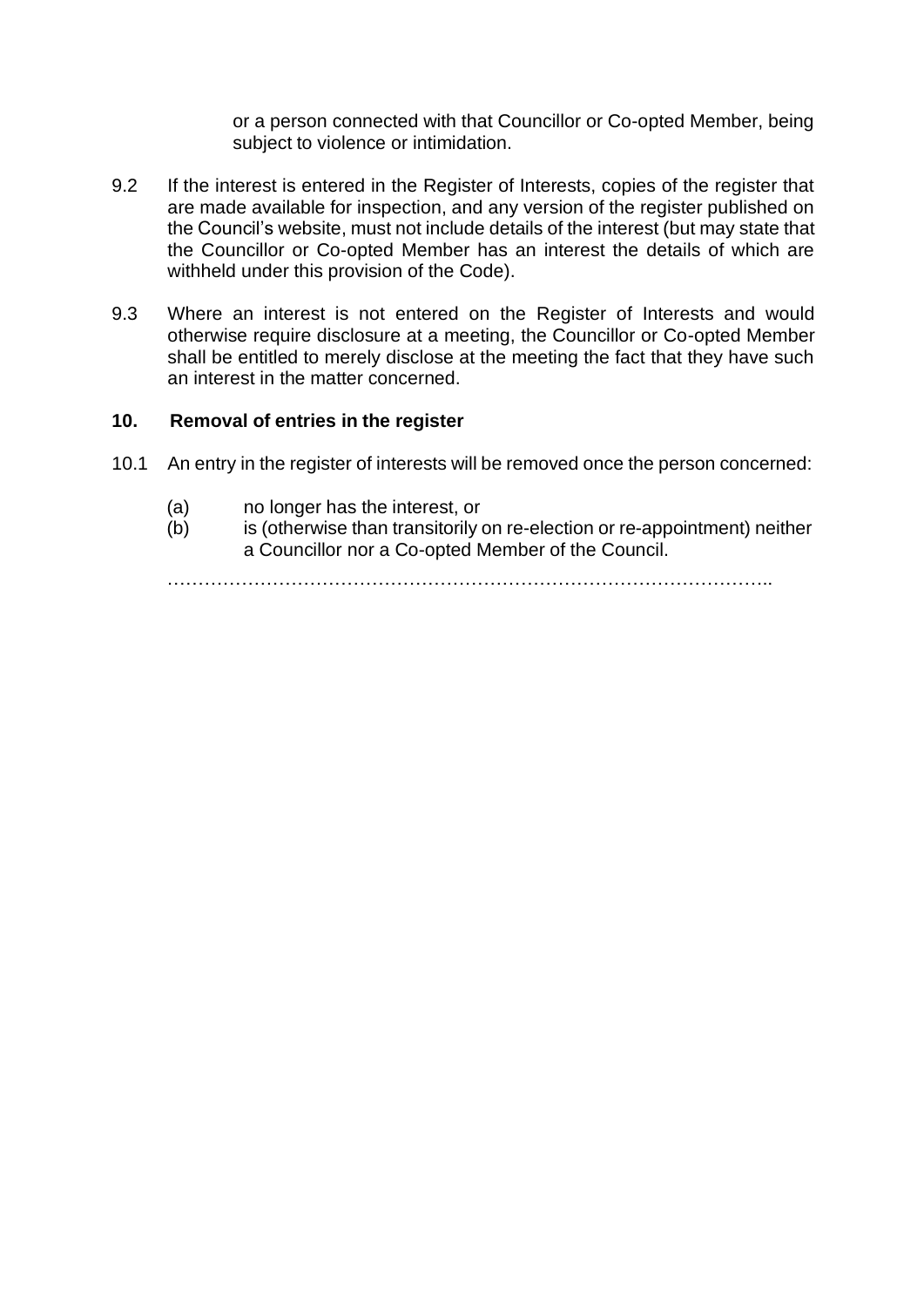or a person connected with that Councillor or Co-opted Member, being subject to violence or intimidation.

9.2 If the interest is entered in the Register of Interests, copies of the register that are made available for inspection, and any version of the register published on the Council's website, must not include details of the interest (but may state that the Councillor or Co-opted Member has an interest the details of which are withheld under this provision of the Code).

9.3 Where an interest is not entered on the Register of Interests and would otherwise require disclosure at a meeting, the Councillor or Co-opted Member shall be entitled to merely disclose at the meeting the fact that they have such an interest in the matter concerned.

## 10. Removal of entries in the register

10.1 An entry in the register of interests will be removed once the person concerned:

(a) no longer has the interest, or

(b) is (otherwise than transitorily on re-election or re-appointment) neither a Councillor nor a Co-opted Member of the Council.

…………………………………………………………………………………..